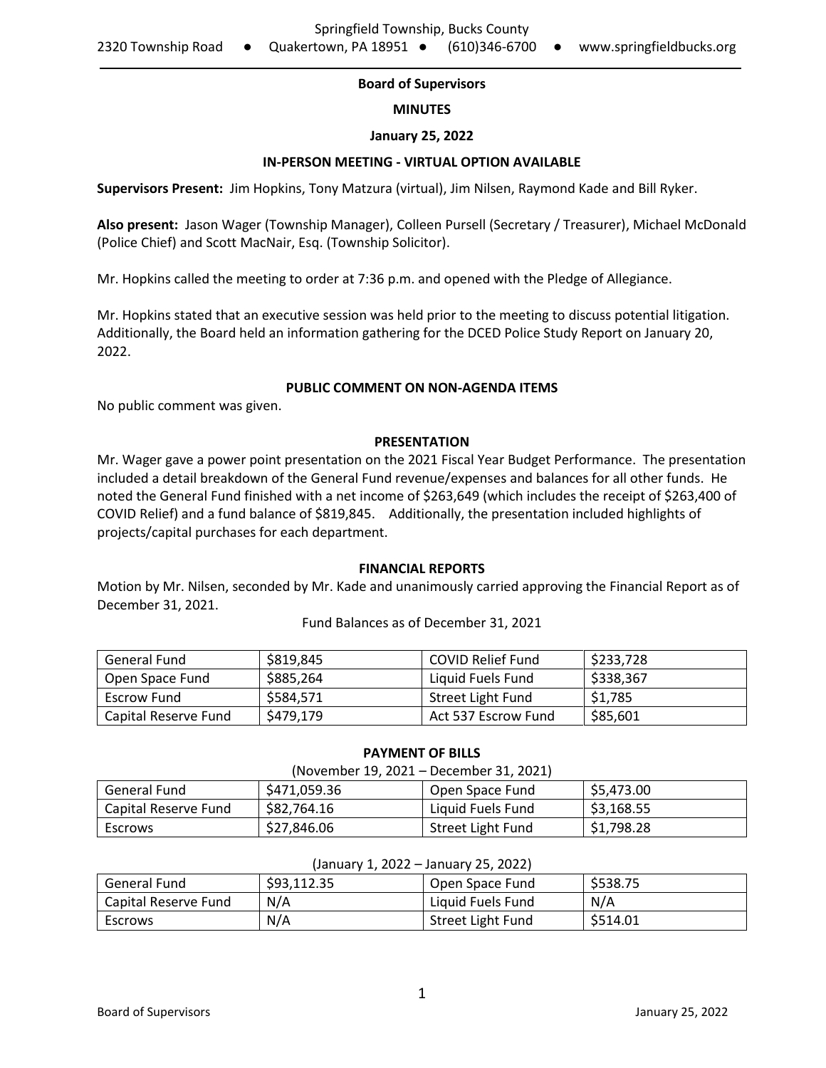Springfield Township, Bucks County
2320 Township Road ● Quakertown, PA 18951 ● (610)346-6700 ● www.springfieldbucks.org

**Board of Supervisors**

**MINUTES**

**January 25, 2022**

**IN-PERSON MEETING - VIRTUAL OPTION AVAILABLE**

**Supervisors Present:** Jim Hopkins, Tony Matzura (virtual), Jim Nilsen, Raymond Kade and Bill Ryker.

**Also present:** Jason Wager (Township Manager), Colleen Pursell (Secretary / Treasurer), Michael McDonald (Police Chief) and Scott MacNair, Esq. (Township Solicitor).

Mr. Hopkins called the meeting to order at 7:36 p.m. and opened with the Pledge of Allegiance.

Mr. Hopkins stated that an executive session was held prior to the meeting to discuss potential litigation. Additionally, the Board held an information gathering for the DCED Police Study Report on January 20, 2022.

**PUBLIC COMMENT ON NON-AGENDA ITEMS**

No public comment was given.

**PRESENTATION**

Mr. Wager gave a power point presentation on the 2021 Fiscal Year Budget Performance. The presentation included a detail breakdown of the General Fund revenue/expenses and balances for all other funds. He noted the General Fund finished with a net income of $263,649 (which includes the receipt of $263,400 of COVID Relief) and a fund balance of $819,845. Additionally, the presentation included highlights of projects/capital purchases for each department.

**FINANCIAL REPORTS**

Motion by Mr. Nilsen, seconded by Mr. Kade and unanimously carried approving the Financial Report as of December 31, 2021.

Fund Balances as of December 31, 2021

| | | | |
|---|---|---|---|
| General Fund | $819,845 | COVID Relief Fund | $233,728 |
| Open Space Fund | $885,264 | Liquid Fuels Fund | $338,367 |
| Escrow Fund | $584,571 | Street Light Fund | $1,785 |
| Capital Reserve Fund | $479,179 | Act 537 Escrow Fund | $85,601 |

**PAYMENT OF BILLS**

(November 19, 2021 – December 31, 2021)

| | | | |
|---|---|---|---|
| General Fund | $471,059.36 | Open Space Fund | $5,473.00 |
| Capital Reserve Fund | $82,764.16 | Liquid Fuels Fund | $3,168.55 |
| Escrows | $27,846.06 | Street Light Fund | $1,798.28 |

(January 1, 2022 – January 25, 2022)

| | | | |
|---|---|---|---|
| General Fund | $93,112.35 | Open Space Fund | $538.75 |
| Capital Reserve Fund | N/A | Liquid Fuels Fund | N/A |
| Escrows | N/A | Street Light Fund | $514.01 |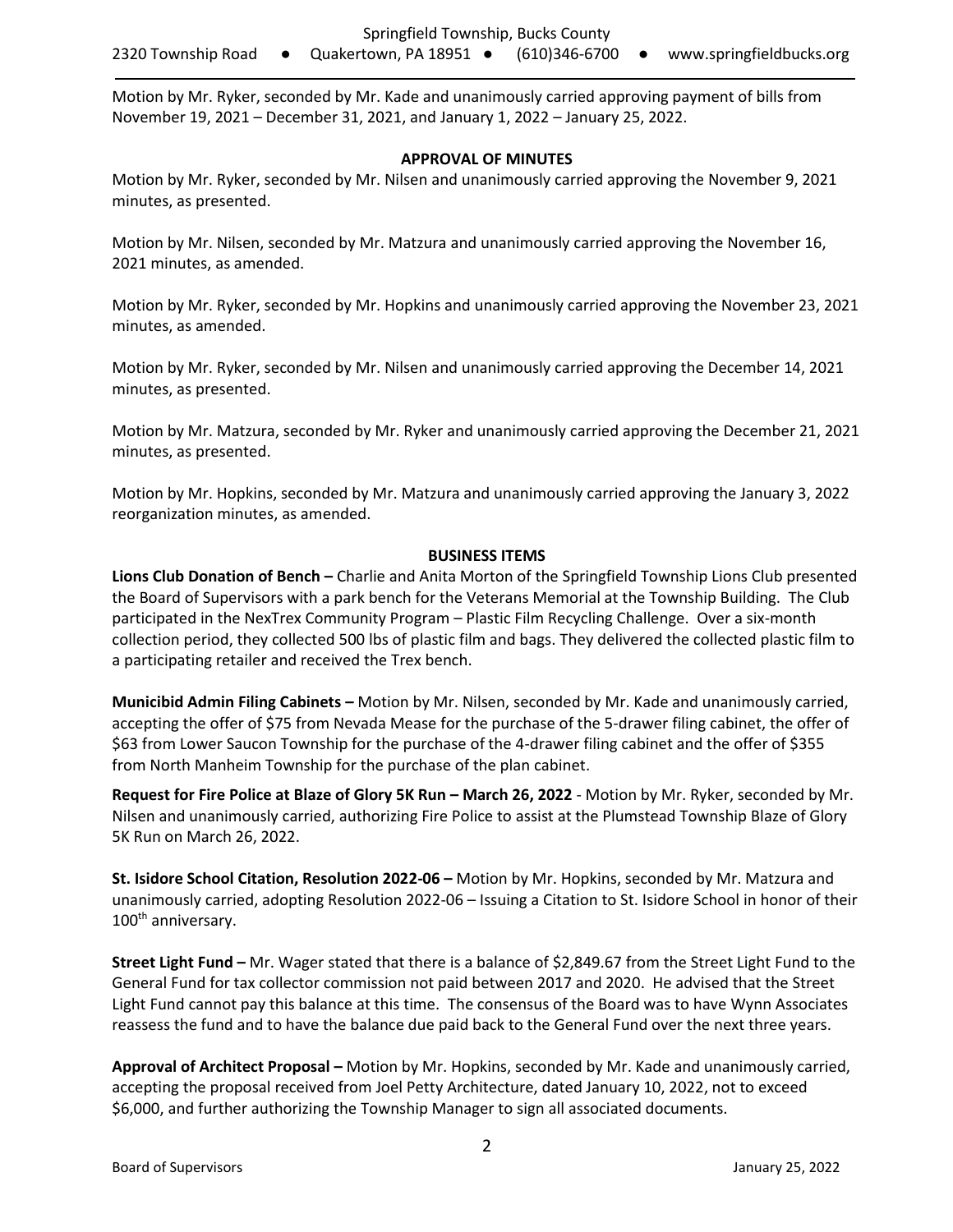Motion by Mr. Ryker, seconded by Mr. Kade and unanimously carried approving payment of bills from November 19, 2021 – December 31, 2021, and January 1, 2022 – January 25, 2022.

## APPROVAL OF MINUTES

Motion by Mr. Ryker, seconded by Mr. Nilsen and unanimously carried approving the November 9, 2021 minutes, as presented.

Motion by Mr. Nilsen, seconded by Mr. Matzura and unanimously carried approving the November 16, 2021 minutes, as amended.

Motion by Mr. Ryker, seconded by Mr. Hopkins and unanimously carried approving the November 23, 2021 minutes, as amended.

Motion by Mr. Ryker, seconded by Mr. Nilsen and unanimously carried approving the December 14, 2021 minutes, as presented.

Motion by Mr. Matzura, seconded by Mr. Ryker and unanimously carried approving the December 21, 2021 minutes, as presented.

Motion by Mr. Hopkins, seconded by Mr. Matzura and unanimously carried approving the January 3, 2022 reorganization minutes, as amended.

## BUSINESS ITEMS

**Lions Club Donation of Bench –** Charlie and Anita Morton of the Springfield Township Lions Club presented the Board of Supervisors with a park bench for the Veterans Memorial at the Township Building. The Club participated in the NexTrex Community Program – Plastic Film Recycling Challenge. Over a six-month collection period, they collected 500 lbs of plastic film and bags. They delivered the collected plastic film to a participating retailer and received the Trex bench.

**Municibid Admin Filing Cabinets –** Motion by Mr. Nilsen, seconded by Mr. Kade and unanimously carried, accepting the offer of $75 from Nevada Mease for the purchase of the 5-drawer filing cabinet, the offer of $63 from Lower Saucon Township for the purchase of the 4-drawer filing cabinet and the offer of $355 from North Manheim Township for the purchase of the plan cabinet.

**Request for Fire Police at Blaze of Glory 5K Run – March 26, 2022** - Motion by Mr. Ryker, seconded by Mr. Nilsen and unanimously carried, authorizing Fire Police to assist at the Plumstead Township Blaze of Glory 5K Run on March 26, 2022.

**St. Isidore School Citation, Resolution 2022-06 –** Motion by Mr. Hopkins, seconded by Mr. Matzura and unanimously carried, adopting Resolution 2022-06 – Issuing a Citation to St. Isidore School in honor of their 100th anniversary.

**Street Light Fund –** Mr. Wager stated that there is a balance of $2,849.67 from the Street Light Fund to the General Fund for tax collector commission not paid between 2017 and 2020. He advised that the Street Light Fund cannot pay this balance at this time. The consensus of the Board was to have Wynn Associates reassess the fund and to have the balance due paid back to the General Fund over the next three years.

**Approval of Architect Proposal –** Motion by Mr. Hopkins, seconded by Mr. Kade and unanimously carried, accepting the proposal received from Joel Petty Architecture, dated January 10, 2022, not to exceed $6,000, and further authorizing the Township Manager to sign all associated documents.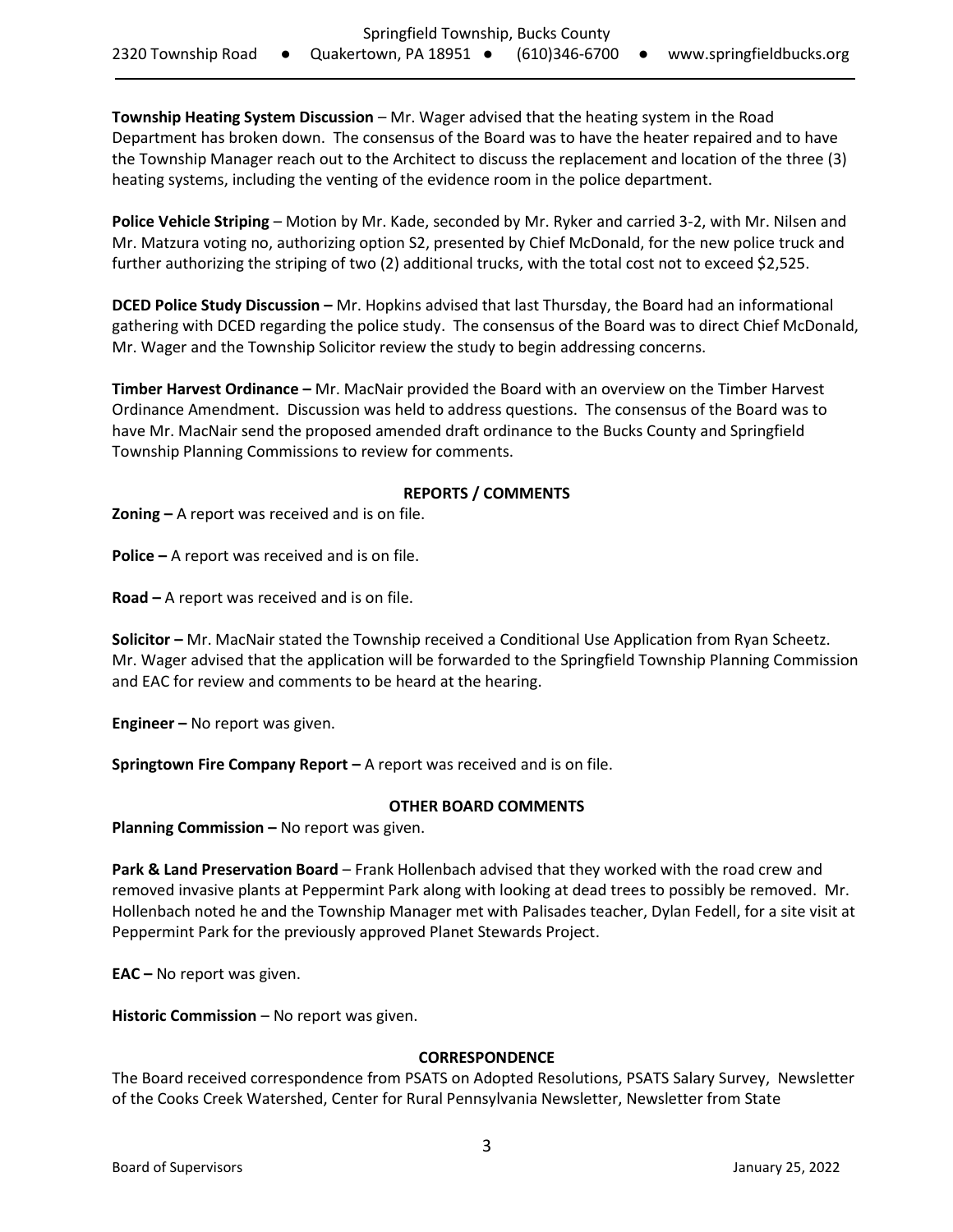**Township Heating System Discussion** – Mr. Wager advised that the heating system in the Road Department has broken down. The consensus of the Board was to have the heater repaired and to have the Township Manager reach out to the Architect to discuss the replacement and location of the three (3) heating systems, including the venting of the evidence room in the police department.

**Police Vehicle Striping** – Motion by Mr. Kade, seconded by Mr. Ryker and carried 3-2, with Mr. Nilsen and Mr. Matzura voting no, authorizing option S2, presented by Chief McDonald, for the new police truck and further authorizing the striping of two (2) additional trucks, with the total cost not to exceed $2,525.

**DCED Police Study Discussion –** Mr. Hopkins advised that last Thursday, the Board had an informational gathering with DCED regarding the police study. The consensus of the Board was to direct Chief McDonald, Mr. Wager and the Township Solicitor review the study to begin addressing concerns.

**Timber Harvest Ordinance –** Mr. MacNair provided the Board with an overview on the Timber Harvest Ordinance Amendment. Discussion was held to address questions. The consensus of the Board was to have Mr. MacNair send the proposed amended draft ordinance to the Bucks County and Springfield Township Planning Commissions to review for comments.

## REPORTS / COMMENTS

**Zoning –** A report was received and is on file.

**Police –** A report was received and is on file.

**Road –** A report was received and is on file.

**Solicitor –** Mr. MacNair stated the Township received a Conditional Use Application from Ryan Scheetz. Mr. Wager advised that the application will be forwarded to the Springfield Township Planning Commission and EAC for review and comments to be heard at the hearing.

**Engineer –** No report was given.

**Springtown Fire Company Report –** A report was received and is on file.

## OTHER BOARD COMMENTS

**Planning Commission –** No report was given.

**Park & Land Preservation Board** – Frank Hollenbach advised that they worked with the road crew and removed invasive plants at Peppermint Park along with looking at dead trees to possibly be removed. Mr. Hollenbach noted he and the Township Manager met with Palisades teacher, Dylan Fedell, for a site visit at Peppermint Park for the previously approved Planet Stewards Project.

**EAC –** No report was given.

**Historic Commission** – No report was given.

## CORRESPONDENCE

The Board received correspondence from PSATS on Adopted Resolutions, PSATS Salary Survey, Newsletter of the Cooks Creek Watershed, Center for Rural Pennsylvania Newsletter, Newsletter from State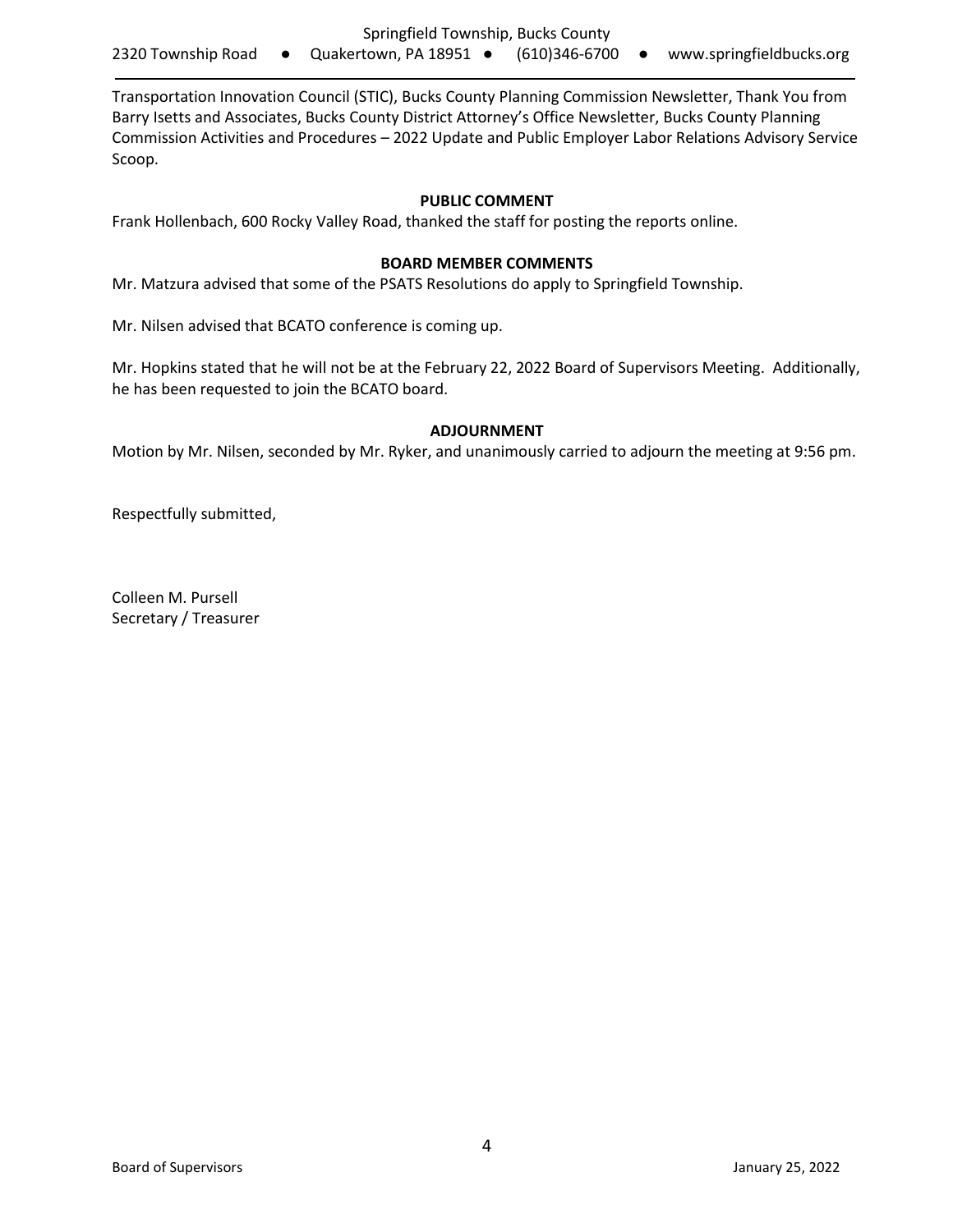Transportation Innovation Council (STIC), Bucks County Planning Commission Newsletter, Thank You from Barry Isetts and Associates, Bucks County District Attorney's Office Newsletter, Bucks County Planning Commission Activities and Procedures – 2022 Update and Public Employer Labor Relations Advisory Service Scoop.

**PUBLIC COMMENT**

Frank Hollenbach, 600 Rocky Valley Road, thanked the staff for posting the reports online.

**BOARD MEMBER COMMENTS**

Mr. Matzura advised that some of the PSATS Resolutions do apply to Springfield Township.

Mr. Nilsen advised that BCATO conference is coming up.

Mr. Hopkins stated that he will not be at the February 22, 2022 Board of Supervisors Meeting. Additionally, he has been requested to join the BCATO board.

**ADJOURNMENT**

Motion by Mr. Nilsen, seconded by Mr. Ryker, and unanimously carried to adjourn the meeting at 9:56 pm.

Respectfully submitted,

Colleen M. Pursell
Secretary / Treasurer